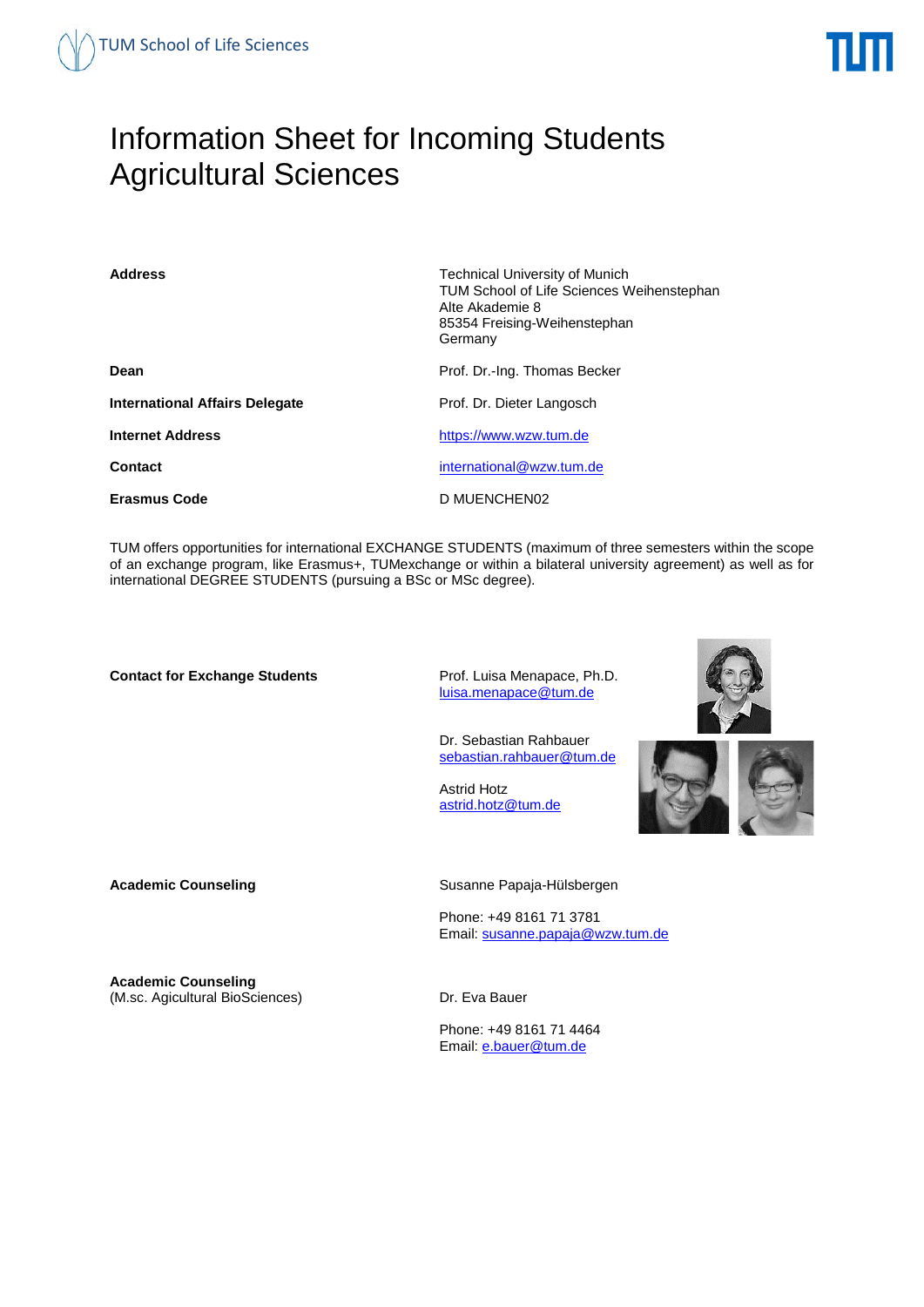# Information Sheet for Incoming Students Agricultural Sciences

| | |
|---|---|
| **Address** | Technical University of Munich<br>TUM School of Life Sciences Weihenstephan<br>Alte Akademie 8<br>85354 Freising-Weihenstephan<br>Germany |
| **Dean** | Prof. Dr.-Ing. Thomas Becker |
| **International Affairs Delegate** | Prof. Dr. Dieter Langosch |
| **Internet Address** | https://www.wzw.tum.de |
| **Contact** | international@wzw.tum.de |
| **Erasmus Code** | D MUENCHEN02 |

TUM offers opportunities for international EXCHANGE STUDENTS (maximum of three semesters within the scope of an exchange program, like Erasmus+, TUMexchange or within a bilateral university agreement) as well as for international DEGREE STUDENTS (pursuing a BSc or MSc degree).

**Contact for Exchange Students**

Prof. Luisa Menapace, Ph.D.
luisa.menapace@tum.de

Dr. Sebastian Rahbauer
sebastian.rahbauer@tum.de

Astrid Hotz
astrid.hotz@tum.de

**Academic Counseling**

Susanne Papaja-Hülsbergen

Phone: +49 8161 71 3781
Email: susanne.papaja@wzw.tum.de

**Academic Counseling**
(M.sc. Agicultural BioSciences)

Dr. Eva Bauer

Phone: +49 8161 71 4464
Email: e.bauer@tum.de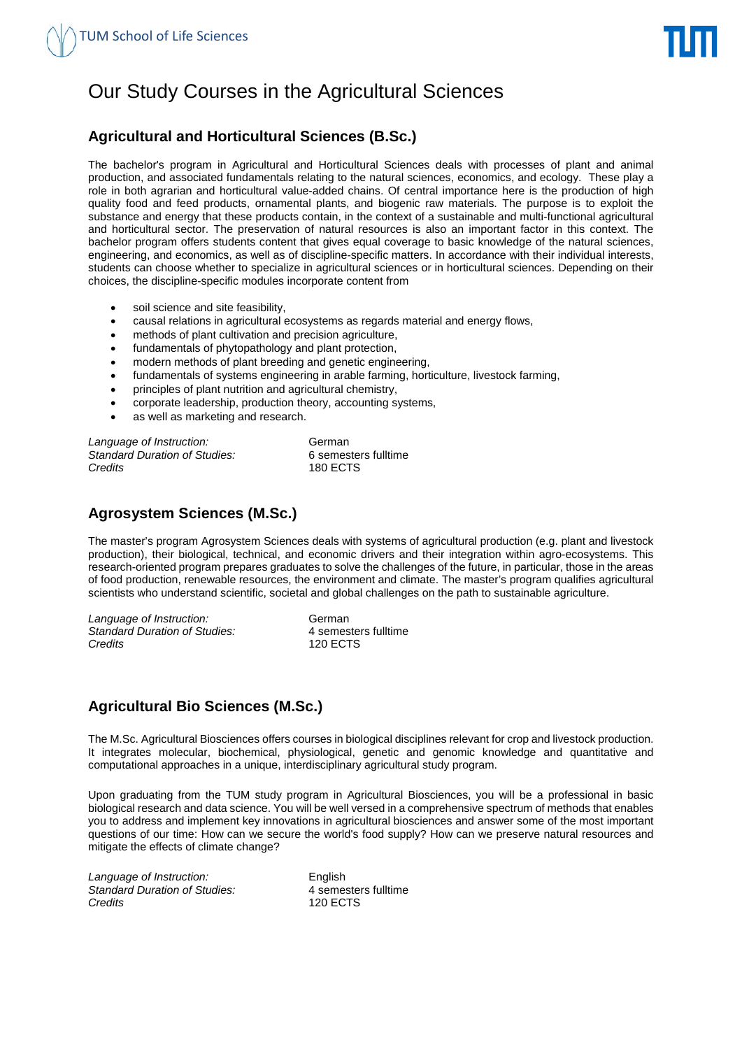# Our Study Courses in the Agricultural Sciences

## Agricultural and Horticultural Sciences (B.Sc.)

The bachelor's program in Agricultural and Horticultural Sciences deals with processes of plant and animal production, and associated fundamentals relating to the natural sciences, economics, and ecology. These play a role in both agrarian and horticultural value-added chains. Of central importance here is the production of high quality food and feed products, ornamental plants, and biogenic raw materials. The purpose is to exploit the substance and energy that these products contain, in the context of a sustainable and multi-functional agricultural and horticultural sector. The preservation of natural resources is also an important factor in this context. The bachelor program offers students content that gives equal coverage to basic knowledge of the natural sciences, engineering, and economics, as well as of discipline-specific matters. In accordance with their individual interests, students can choose whether to specialize in agricultural sciences or in horticultural sciences. Depending on their choices, the discipline-specific modules incorporate content from

- soil science and site feasibility,
- causal relations in agricultural ecosystems as regards material and energy flows,
- methods of plant cultivation and precision agriculture,
- fundamentals of phytopathology and plant protection,
- modern methods of plant breeding and genetic engineering,
- fundamentals of systems engineering in arable farming, horticulture, livestock farming,
- principles of plant nutrition and agricultural chemistry,
- corporate leadership, production theory, accounting systems,
- as well as marketing and research.

| | |
|---|---|
| *Language of Instruction:* | German |
| *Standard Duration of Studies:* | 6 semesters fulltime |
| *Credits* | 180 ECTS |

## Agrosystem Sciences (M.Sc.)

The master's program Agrosystem Sciences deals with systems of agricultural production (e.g. plant and livestock production), their biological, technical, and economic drivers and their integration within agro-ecosystems. This research-oriented program prepares graduates to solve the challenges of the future, in particular, those in the areas of food production, renewable resources, the environment and climate. The master's program qualifies agricultural scientists who understand scientific, societal and global challenges on the path to sustainable agriculture.

| | |
|---|---|
| *Language of Instruction:* | German |
| *Standard Duration of Studies:* | 4 semesters fulltime |
| *Credits* | 120 ECTS |

## Agricultural Bio Sciences (M.Sc.)

The M.Sc. Agricultural Biosciences offers courses in biological disciplines relevant for crop and livestock production. It integrates molecular, biochemical, physiological, genetic and genomic knowledge and quantitative and computational approaches in a unique, interdisciplinary agricultural study program.

Upon graduating from the TUM study program in Agricultural Biosciences, you will be a professional in basic biological research and data science. You will be well versed in a comprehensive spectrum of methods that enables you to address and implement key innovations in agricultural biosciences and answer some of the most important questions of our time: How can we secure the world's food supply? How can we preserve natural resources and mitigate the effects of climate change?

| | |
|---|---|
| *Language of Instruction:* | English |
| *Standard Duration of Studies:* | 4 semesters fulltime |
| *Credits* | 120 ECTS |